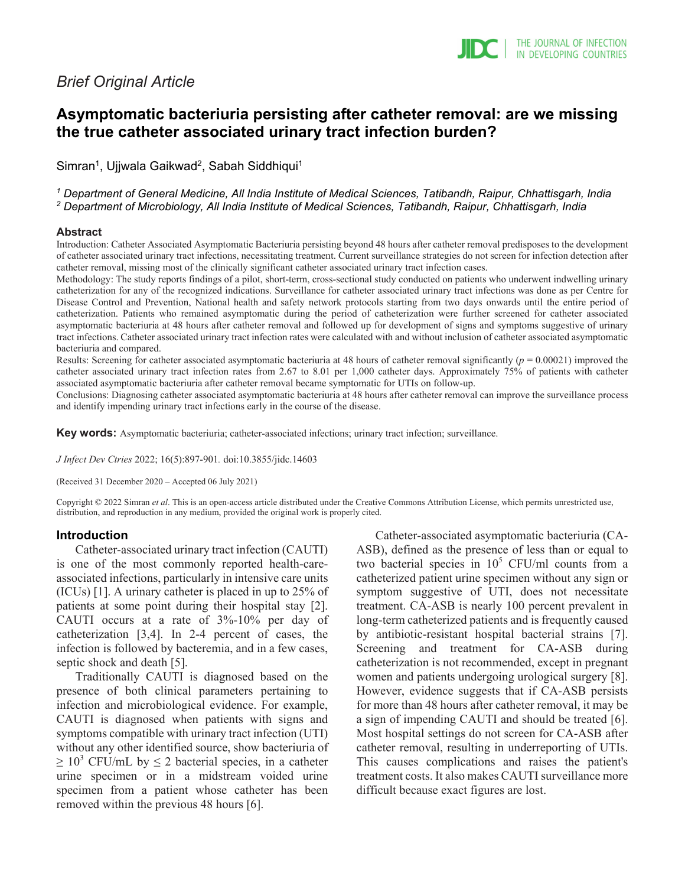*Brief Original Article*

# Asymptomatic bacteriuria persisting after catheter removal: are we missing the true catheter associated urinary tract infection burden?

Simran[1], Ujjwala Gaikwad[2], Sabah Siddhiqui[1]

*[1] Department of General Medicine, All India Institute of Medical Sciences, Tatibandh, Raipur, Chhattisgarh, India*
*[2] Department of Microbiology, All India Institute of Medical Sciences, Tatibandh, Raipur, Chhattisgarh, India*

## Abstract

Introduction: Catheter Associated Asymptomatic Bacteriuria persisting beyond 48 hours after catheter removal predisposes to the development of catheter associated urinary tract infections, necessitating treatment. Current surveillance strategies do not screen for infection detection after catheter removal, missing most of the clinically significant catheter associated urinary tract infection cases.

Methodology: The study reports findings of a pilot, short-term, cross-sectional study conducted on patients who underwent indwelling urinary catheterization for any of the recognized indications. Surveillance for catheter associated urinary tract infections was done as per Centre for Disease Control and Prevention, National health and safety network protocols starting from two days onwards until the entire period of catheterization. Patients who remained asymptomatic during the period of catheterization were further screened for catheter associated asymptomatic bacteriuria at 48 hours after catheter removal and followed up for development of signs and symptoms suggestive of urinary tract infections. Catheter associated urinary tract infection rates were calculated with and without inclusion of catheter associated asymptomatic bacteriuria and compared.

Results: Screening for catheter associated asymptomatic bacteriuria at 48 hours of catheter removal significantly ($p = 0.00021$) improved the catheter associated urinary tract infection rates from 2.67 to 8.01 per 1,000 catheter days. Approximately 75% of patients with catheter associated asymptomatic bacteriuria after catheter removal became symptomatic for UTIs on follow-up.

Conclusions: Diagnosing catheter associated asymptomatic bacteriuria at 48 hours after catheter removal can improve the surveillance process and identify impending urinary tract infections early in the course of the disease.

**Key words:** Asymptomatic bacteriuria; catheter-associated infections; urinary tract infection; surveillance.

*J Infect Dev Ctries* 2022; 16(5):897-901. doi:10.3855/jidc.14603

(Received 31 December 2020 – Accepted 06 July 2021)

Copyright © 2022 Simran *et al*. This is an open-access article distributed under the Creative Commons Attribution License, which permits unrestricted use, distribution, and reproduction in any medium, provided the original work is properly cited.

## Introduction

Catheter-associated urinary tract infection (CAUTI) is one of the most commonly reported health-care-associated infections, particularly in intensive care units (ICUs) [1]. A urinary catheter is placed in up to 25% of patients at some point during their hospital stay [2]. CAUTI occurs at a rate of 3%-10% per day of catheterization [3,4]. In 2-4 percent of cases, the infection is followed by bacteremia, and in a few cases, septic shock and death [5].

Traditionally CAUTI is diagnosed based on the presence of both clinical parameters pertaining to infection and microbiological evidence. For example, CAUTI is diagnosed when patients with signs and symptoms compatible with urinary tract infection (UTI) without any other identified source, show bacteriuria of $\geq 10^3$ CFU/mL by $\leq 2$ bacterial species, in a catheter urine specimen or in a midstream voided urine specimen from a patient whose catheter has been removed within the previous 48 hours [6].

Catheter-associated asymptomatic bacteriuria (CA-ASB), defined as the presence of less than or equal to two bacterial species in $10^5$ CFU/ml counts from a catheterized patient urine specimen without any sign or symptom suggestive of UTI, does not necessitate treatment. CA-ASB is nearly 100 percent prevalent in long-term catheterized patients and is frequently caused by antibiotic-resistant hospital bacterial strains [7]. Screening and treatment for CA-ASB during catheterization is not recommended, except in pregnant women and patients undergoing urological surgery [8]. However, evidence suggests that if CA-ASB persists for more than 48 hours after catheter removal, it may be a sign of impending CAUTI and should be treated [6]. Most hospital settings do not screen for CA-ASB after catheter removal, resulting in underreporting of UTIs. This causes complications and raises the patient's treatment costs. It also makes CAUTI surveillance more difficult because exact figures are lost.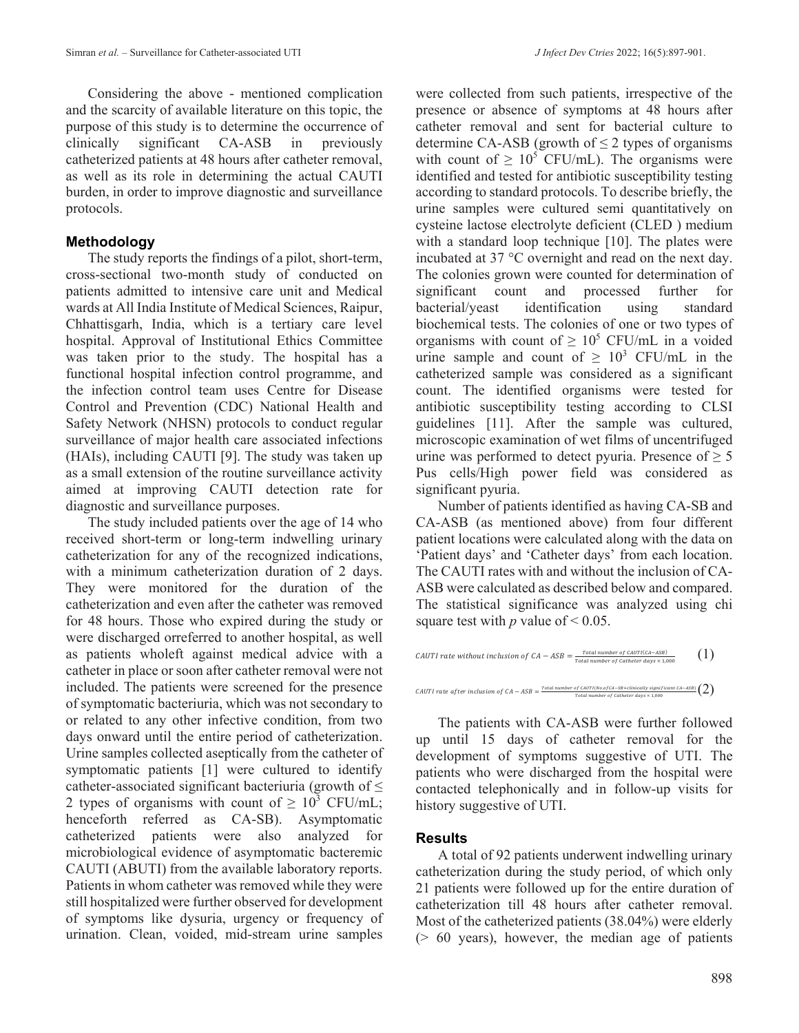Considering the above - mentioned complication and the scarcity of available literature on this topic, the purpose of this study is to determine the occurrence of clinically significant CA-ASB in previously catheterized patients at 48 hours after catheter removal, as well as its role in determining the actual CAUTI burden, in order to improve diagnostic and surveillance protocols.

## Methodology

The study reports the findings of a pilot, short-term, cross-sectional two-month study of conducted on patients admitted to intensive care unit and Medical wards at All India Institute of Medical Sciences, Raipur, Chhattisgarh, India, which is a tertiary care level hospital. Approval of Institutional Ethics Committee was taken prior to the study. The hospital has a functional hospital infection control programme, and the infection control team uses Centre for Disease Control and Prevention (CDC) National Health and Safety Network (NHSN) protocols to conduct regular surveillance of major health care associated infections (HAIs), including CAUTI [9]. The study was taken up as a small extension of the routine surveillance activity aimed at improving CAUTI detection rate for diagnostic and surveillance purposes.

The study included patients over the age of 14 who received short-term or long-term indwelling urinary catheterization for any of the recognized indications, with a minimum catheterization duration of 2 days. They were monitored for the duration of the catheterization and even after the catheter was removed for 48 hours. Those who expired during the study or were discharged orreferred to another hospital, as well as patients wholeft against medical advice with a catheter in place or soon after catheter removal were not included. The patients were screened for the presence of symptomatic bacteriuria, which was not secondary to or related to any other infective condition, from two days onward until the entire period of catheterization. Urine samples collected aseptically from the catheter of symptomatic patients [1] were cultured to identify catheter-associated significant bacteriuria (growth of $\leq$ 2 types of organisms with count of $\geq 10^3$ CFU/mL; henceforth referred as CA-SB). Asymptomatic catheterized patients were also analyzed for microbiological evidence of asymptomatic bacteremic CAUTI (ABUTI) from the available laboratory reports. Patients in whom catheter was removed while they were still hospitalized were further observed for development of symptoms like dysuria, urgency or frequency of urination. Clean, voided, mid-stream urine samples were collected from such patients, irrespective of the presence or absence of symptoms at 48 hours after catheter removal and sent for bacterial culture to determine CA-ASB (growth of $\leq$ 2 types of organisms with count of $\geq 10^5$ CFU/mL). The organisms were identified and tested for antibiotic susceptibility testing according to standard protocols. To describe briefly, the urine samples were cultured semi quantitatively on cysteine lactose electrolyte deficient (CLED ) medium with a standard loop technique [10]. The plates were incubated at 37 °C overnight and read on the next day. The colonies grown were counted for determination of significant count and processed further for bacterial/yeast identification using standard biochemical tests. The colonies of one or two types of organisms with count of $\geq 10^5$ CFU/mL in a voided urine sample and count of $\geq 10^3$ CFU/mL in the catheterized sample was considered as a significant count. The identified organisms were tested for antibiotic susceptibility testing according to CLSI guidelines [11]. After the sample was cultured, microscopic examination of wet films of uncentrifuged urine was performed to detect pyuria. Presence of $\geq 5$ Pus cells/High power field was considered as significant pyuria.

Number of patients identified as having CA-SB and CA-ASB (as mentioned above) from four different patient locations were calculated along with the data on 'Patient days' and 'Catheter days' from each location. The CAUTI rates with and without the inclusion of CA-ASB were calculated as described below and compared. The statistical significance was analyzed using chi square test with $p$ value of $< 0.05$.

$$CAUTI\ rate\ without\ inclusion\ of\ CA-ASB = \frac{Total\ number\ of\ CAUTI(CA-ASB)}{Total\ number\ of\ Catheter\ days \times 1{,}000} \quad (1)$$

$$CAUTI\ rate\ after\ inclusion\ of\ CA-ASB = \frac{Total\ number\ of\ CAUTI(No.of\ CA-SB + clinically\ significant\ CA-ASB)}{Total\ number\ of\ Catheter\ days \times 1{,}000} \quad (2)$$

The patients with CA-ASB were further followed up until 15 days of catheter removal for the development of symptoms suggestive of UTI. The patients who were discharged from the hospital were contacted telephonically and in follow-up visits for history suggestive of UTI.

## Results

A total of 92 patients underwent indwelling urinary catheterization during the study period, of which only 21 patients were followed up for the entire duration of catheterization till 48 hours after catheter removal. Most of the catheterized patients (38.04%) were elderly (> 60 years), however, the median age of patients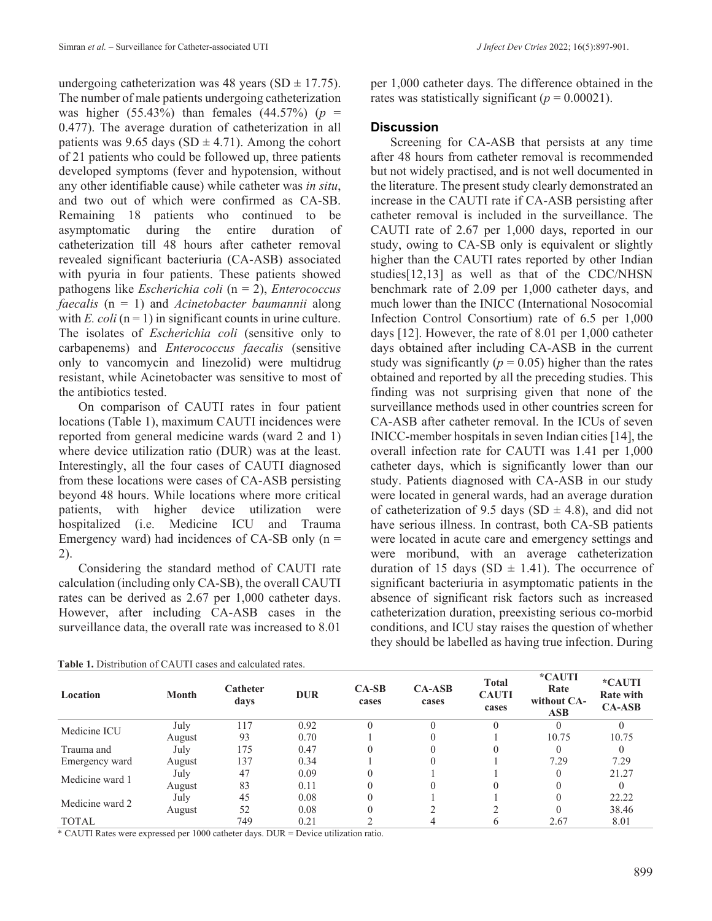undergoing catheterization was 48 years (SD ± 17.75). The number of male patients undergoing catheterization was higher (55.43%) than females (44.57%) ($p$ = 0.477). The average duration of catheterization in all patients was 9.65 days (SD ± 4.71). Among the cohort of 21 patients who could be followed up, three patients developed symptoms (fever and hypotension, without any other identifiable cause) while catheter was *in situ*, and two out of which were confirmed as CA-SB. Remaining 18 patients who continued to be asymptomatic during the entire duration of catheterization till 48 hours after catheter removal revealed significant bacteriuria (CA-ASB) associated with pyuria in four patients. These patients showed pathogens like *Escherichia coli* (n = 2), *Enterococcus faecalis* (n = 1) and *Acinetobacter baumannii* along with *E. coli* (n = 1) in significant counts in urine culture. The isolates of *Escherichia coli* (sensitive only to carbapenems) and *Enterococcus faecalis* (sensitive only to vancomycin and linezolid) were multidrug resistant, while Acinetobacter was sensitive to most of the antibiotics tested.

On comparison of CAUTI rates in four patient locations (Table 1), maximum CAUTI incidences were reported from general medicine wards (ward 2 and 1) where device utilization ratio (DUR) was at the least. Interestingly, all the four cases of CAUTI diagnosed from these locations were cases of CA-ASB persisting beyond 48 hours. While locations where more critical patients, with higher device utilization were hospitalized (i.e. Medicine ICU and Trauma Emergency ward) had incidences of CA-SB only (n = 2).

Considering the standard method of CAUTI rate calculation (including only CA-SB), the overall CAUTI rates can be derived as 2.67 per 1,000 catheter days. However, after including CA-ASB cases in the surveillance data, the overall rate was increased to 8.01 per 1,000 catheter days. The difference obtained in the rates was statistically significant ($p$ = 0.00021).

## Discussion

Screening for CA-ASB that persists at any time after 48 hours from catheter removal is recommended but not widely practised, and is not well documented in the literature. The present study clearly demonstrated an increase in the CAUTI rate if CA-ASB persisting after catheter removal is included in the surveillance. The CAUTI rate of 2.67 per 1,000 days, reported in our study, owing to CA-SB only is equivalent or slightly higher than the CAUTI rates reported by other Indian studies[12,13] as well as that of the CDC/NHSN benchmark rate of 2.09 per 1,000 catheter days, and much lower than the INICC (International Nosocomial Infection Control Consortium) rate of 6.5 per 1,000 days [12]. However, the rate of 8.01 per 1,000 catheter days obtained after including CA-ASB in the current study was significantly ($p$ = 0.05) higher than the rates obtained and reported by all the preceding studies. This finding was not surprising given that none of the surveillance methods used in other countries screen for CA-ASB after catheter removal. In the ICUs of seven INICC-member hospitals in seven Indian cities [14], the overall infection rate for CAUTI was 1.41 per 1,000 catheter days, which is significantly lower than our study. Patients diagnosed with CA-ASB in our study were located in general wards, had an average duration of catheterization of 9.5 days (SD ± 4.8), and did not have serious illness. In contrast, both CA-SB patients were located in acute care and emergency settings and were moribund, with an average catheterization duration of 15 days (SD ± 1.41). The occurrence of significant bacteriuria in asymptomatic patients in the absence of significant risk factors such as increased catheterization duration, preexisting serious co-morbid conditions, and ICU stay raises the question of whether they should be labelled as having true infection. During

**Table 1.** Distribution of CAUTI cases and calculated rates.

| Location | Month | Catheter days | DUR | CA-SB cases | CA-ASB cases | Total CAUTI cases | *CAUTI Rate without CA-ASB | *CAUTI Rate with CA-ASB |
|---|---|---|---|---|---|---|---|---|
| Medicine ICU | July | 117 | 0.92 | 0 | 0 | 0 | 0 | 0 |
| | August | 93 | 0.70 | 1 | 0 | 1 | 10.75 | 10.75 |
| Trauma and Emergency ward | July | 175 | 0.47 | 0 | 0 | 0 | 0 | 0 |
| | August | 137 | 0.34 | 1 | 0 | 1 | 7.29 | 7.29 |
| Medicine ward 1 | July | 47 | 0.09 | 0 | 1 | 1 | 0 | 21.27 |
| | August | 83 | 0.11 | 0 | 0 | 0 | 0 | 0 |
| Medicine ward 2 | July | 45 | 0.08 | 0 | 1 | 1 | 0 | 22.22 |
| | August | 52 | 0.08 | 0 | 2 | 2 | 0 | 38.46 |
| TOTAL | | 749 | 0.21 | 2 | 4 | 6 | 2.67 | 8.01 |

\* CAUTI Rates were expressed per 1000 catheter days. DUR = Device utilization ratio.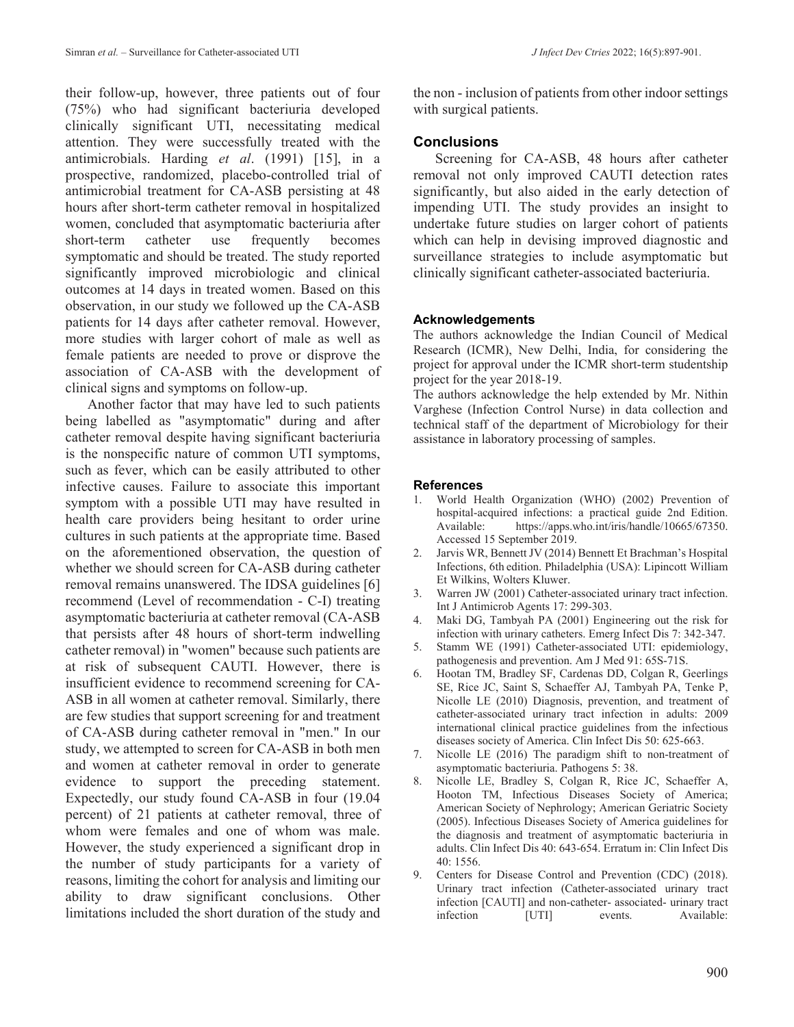their follow-up, however, three patients out of four (75%) who had significant bacteriuria developed clinically significant UTI, necessitating medical attention. They were successfully treated with the antimicrobials. Harding *et al*. (1991) [15], in a prospective, randomized, placebo-controlled trial of antimicrobial treatment for CA-ASB persisting at 48 hours after short-term catheter removal in hospitalized women, concluded that asymptomatic bacteriuria after short-term catheter use frequently becomes symptomatic and should be treated. The study reported significantly improved microbiologic and clinical outcomes at 14 days in treated women. Based on this observation, in our study we followed up the CA-ASB patients for 14 days after catheter removal. However, more studies with larger cohort of male as well as female patients are needed to prove or disprove the association of CA-ASB with the development of clinical signs and symptoms on follow-up.

Another factor that may have led to such patients being labelled as "asymptomatic" during and after catheter removal despite having significant bacteriuria is the nonspecific nature of common UTI symptoms, such as fever, which can be easily attributed to other infective causes. Failure to associate this important symptom with a possible UTI may have resulted in health care providers being hesitant to order urine cultures in such patients at the appropriate time. Based on the aforementioned observation, the question of whether we should screen for CA-ASB during catheter removal remains unanswered. The IDSA guidelines [6] recommend (Level of recommendation - C-I) treating asymptomatic bacteriuria at catheter removal (CA-ASB that persists after 48 hours of short-term indwelling catheter removal) in "women" because such patients are at risk of subsequent CAUTI. However, there is insufficient evidence to recommend screening for CA-ASB in all women at catheter removal. Similarly, there are few studies that support screening for and treatment of CA-ASB during catheter removal in "men." In our study, we attempted to screen for CA-ASB in both men and women at catheter removal in order to generate evidence to support the preceding statement. Expectedly, our study found CA-ASB in four (19.04 percent) of 21 patients at catheter removal, three of whom were females and one of whom was male. However, the study experienced a significant drop in the number of study participants for a variety of reasons, limiting the cohort for analysis and limiting our ability to draw significant conclusions. Other limitations included the short duration of the study and the non - inclusion of patients from other indoor settings with surgical patients.

## Conclusions

Screening for CA-ASB, 48 hours after catheter removal not only improved CAUTI detection rates significantly, but also aided in the early detection of impending UTI. The study provides an insight to undertake future studies on larger cohort of patients which can help in devising improved diagnostic and surveillance strategies to include asymptomatic but clinically significant catheter-associated bacteriuria.

### Acknowledgements

The authors acknowledge the Indian Council of Medical Research (ICMR), New Delhi, India, for considering the project for approval under the ICMR short-term studentship project for the year 2018-19.

The authors acknowledge the help extended by Mr. Nithin Varghese (Infection Control Nurse) in data collection and technical staff of the department of Microbiology for their assistance in laboratory processing of samples.

### References

1. World Health Organization (WHO) (2002) Prevention of hospital-acquired infections: a practical guide 2nd Edition. Available: https://apps.who.int/iris/handle/10665/67350. Accessed 15 September 2019.
2. Jarvis WR, Bennett JV (2014) Bennett Et Brachman's Hospital Infections, 6th edition. Philadelphia (USA): Lipincott William Et Wilkins, Wolters Kluwer.
3. Warren JW (2001) Catheter-associated urinary tract infection. Int J Antimicrob Agents 17: 299-303.
4. Maki DG, Tambyah PA (2001) Engineering out the risk for infection with urinary catheters. Emerg Infect Dis 7: 342-347.
5. Stamm WE (1991) Catheter-associated UTI: epidemiology, pathogenesis and prevention. Am J Med 91: 65S-71S.
6. Hootan TM, Bradley SF, Cardenas DD, Colgan R, Geerlings SE, Rice JC, Saint S, Schaeffer AJ, Tambyah PA, Tenke P, Nicolle LE (2010) Diagnosis, prevention, and treatment of catheter-associated urinary tract infection in adults: 2009 international clinical practice guidelines from the infectious diseases society of America. Clin Infect Dis 50: 625-663.
7. Nicolle LE (2016) The paradigm shift to non-treatment of asymptomatic bacteriuria. Pathogens 5: 38.
8. Nicolle LE, Bradley S, Colgan R, Rice JC, Schaeffer A, Hooton TM, Infectious Diseases Society of America; American Society of Nephrology; American Geriatric Society (2005). Infectious Diseases Society of America guidelines for the diagnosis and treatment of asymptomatic bacteriuria in adults. Clin Infect Dis 40: 643-654. Erratum in: Clin Infect Dis 40: 1556.
9. Centers for Disease Control and Prevention (CDC) (2018). Urinary tract infection (Catheter-associated urinary tract infection [CAUTI] and non-catheter- associated- urinary tract infection [UTI] events. Available: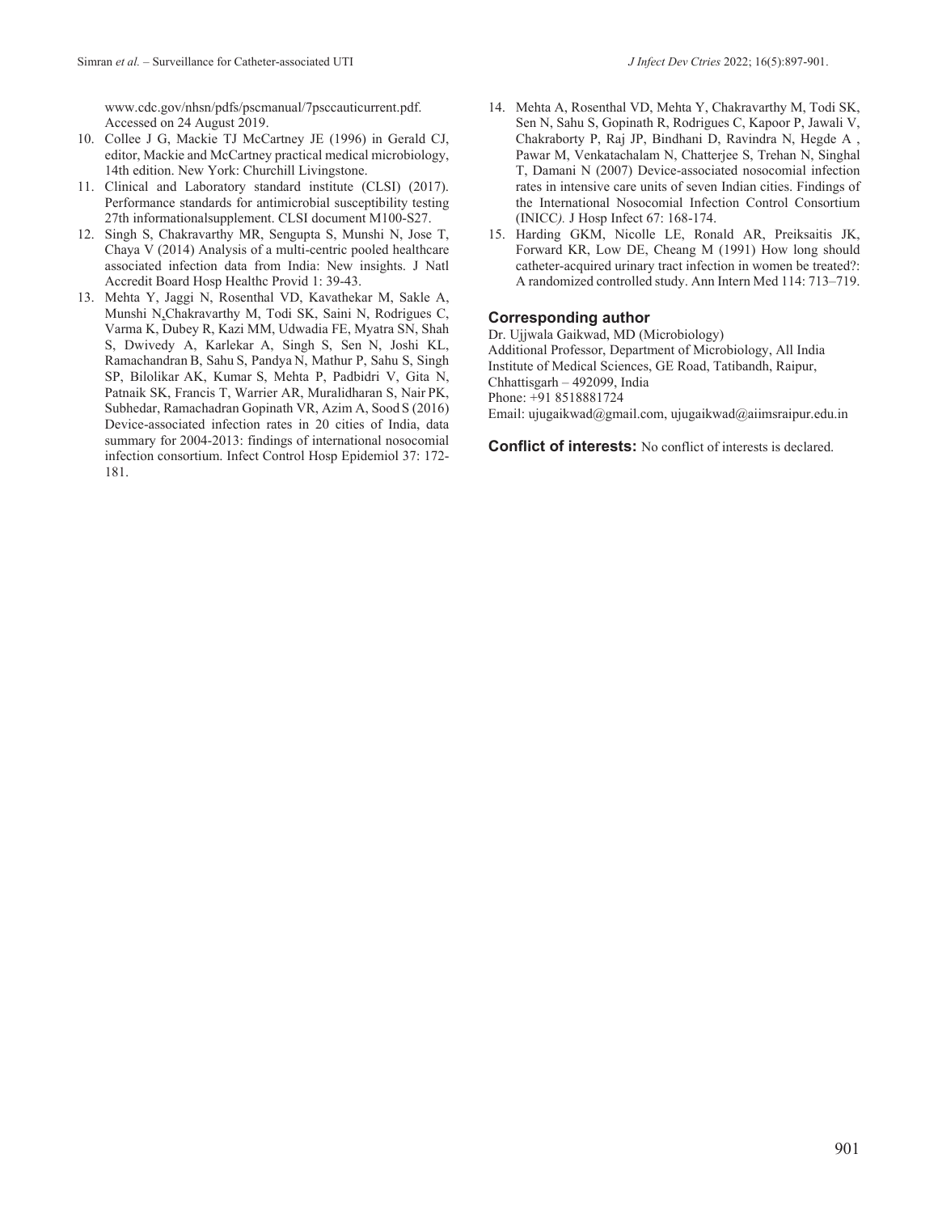www.cdc.gov/nhsn/pdfs/pscmanual/7psccauticurrent.pdf. Accessed on 24 August 2019.

10. Collee J G, Mackie TJ McCartney JE (1996) in Gerald CJ, editor, Mackie and McCartney practical medical microbiology, 14th edition. New York: Churchill Livingstone.
11. Clinical and Laboratory standard institute (CLSI) (2017). Performance standards for antimicrobial susceptibility testing 27th informationalsupplement. CLSI document M100-S27.
12. Singh S, Chakravarthy MR, Sengupta S, Munshi N, Jose T, Chaya V (2014) Analysis of a multi-centric pooled healthcare associated infection data from India: New insights. J Natl Accredit Board Hosp Healthc Provid 1: 39-43.
13. Mehta Y, Jaggi N, Rosenthal VD, Kavathekar M, Sakle A, Munshi N, Chakravarthy M, Todi SK, Saini N, Rodrigues C, Varma K, Dubey R, Kazi MM, Udwadia FE, Myatra SN, Shah S, Dwivedy A, Karlekar A, Singh S, Sen N, Joshi KL, Ramachandran B, Sahu S, Pandya N, Mathur P, Sahu S, Singh SP, Bilolikar AK, Kumar S, Mehta P, Padbidri V, Gita N, Patnaik SK, Francis T, Warrier AR, Muralidharan S, Nair PK, Subhedar, Ramachadran Gopinath VR, Azim A, Sood S (2016) Device-associated infection rates in 20 cities of India, data summary for 2004-2013: findings of international nosocomial infection consortium. Infect Control Hosp Epidemiol 37: 172-181.
14. Mehta A, Rosenthal VD, Mehta Y, Chakravarthy M, Todi SK, Sen N, Sahu S, Gopinath R, Rodrigues C, Kapoor P, Jawali V, Chakraborty P, Raj JP, Bindhani D, Ravindra N, Hegde A , Pawar M, Venkatachalam N, Chatterjee S, Trehan N, Singhal T, Damani N (2007) Device-associated nosocomial infection rates in intensive care units of seven Indian cities. Findings of the International Nosocomial Infection Control Consortium (INICC*)*. J Hosp Infect 67: 168-174.
15. Harding GKM, Nicolle LE, Ronald AR, Preiksaitis JK, Forward KR, Low DE, Cheang M (1991) How long should catheter-acquired urinary tract infection in women be treated?: A randomized controlled study. Ann Intern Med 114: 713–719.

## Corresponding author

Dr. Ujjwala Gaikwad, MD (Microbiology)
Additional Professor, Department of Microbiology, All India Institute of Medical Sciences, GE Road, Tatibandh, Raipur, Chhattisgarh – 492099, India
Phone: +91 8518881724
Email: ujugaikwad@gmail.com, ujugaikwad@aiimsraipur.edu.in

**Conflict of interests:** No conflict of interests is declared.